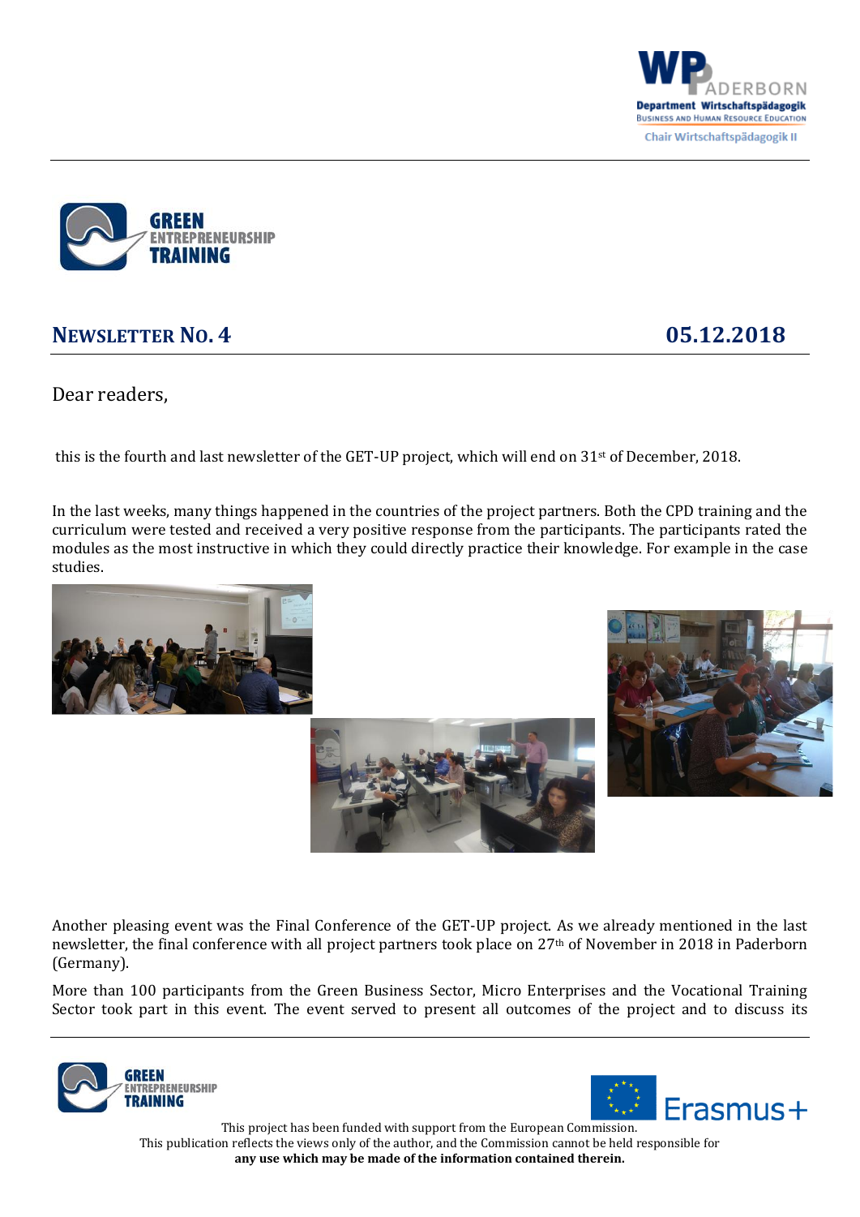## NEWSLETTER NO. 4 05.12.2018

Dear readers,

this is the fourth and last newsletter of the GET-UP project, which will end on 31st of December, 2018.

In the last weeks, many things happened in the countries of the project partners. Both the CPD training and the curriculum were tested and received a very positive response from the participants. The participants rated the modules as the most instructive in which they could directly practice their knowledge. For example in the case studies.

Another pleasing event was the Final Conference of the GET-UP project. As we already mentioned in the last newsletter, the final conference with all project partners took place on 27th of November in 2018 in Paderborn (Germany).

More than 100 participants from the Green Business Sector, Micro Enterprises and the Vocational Training Sector took part in this event. The event served to present all outcomes of the project and to discuss its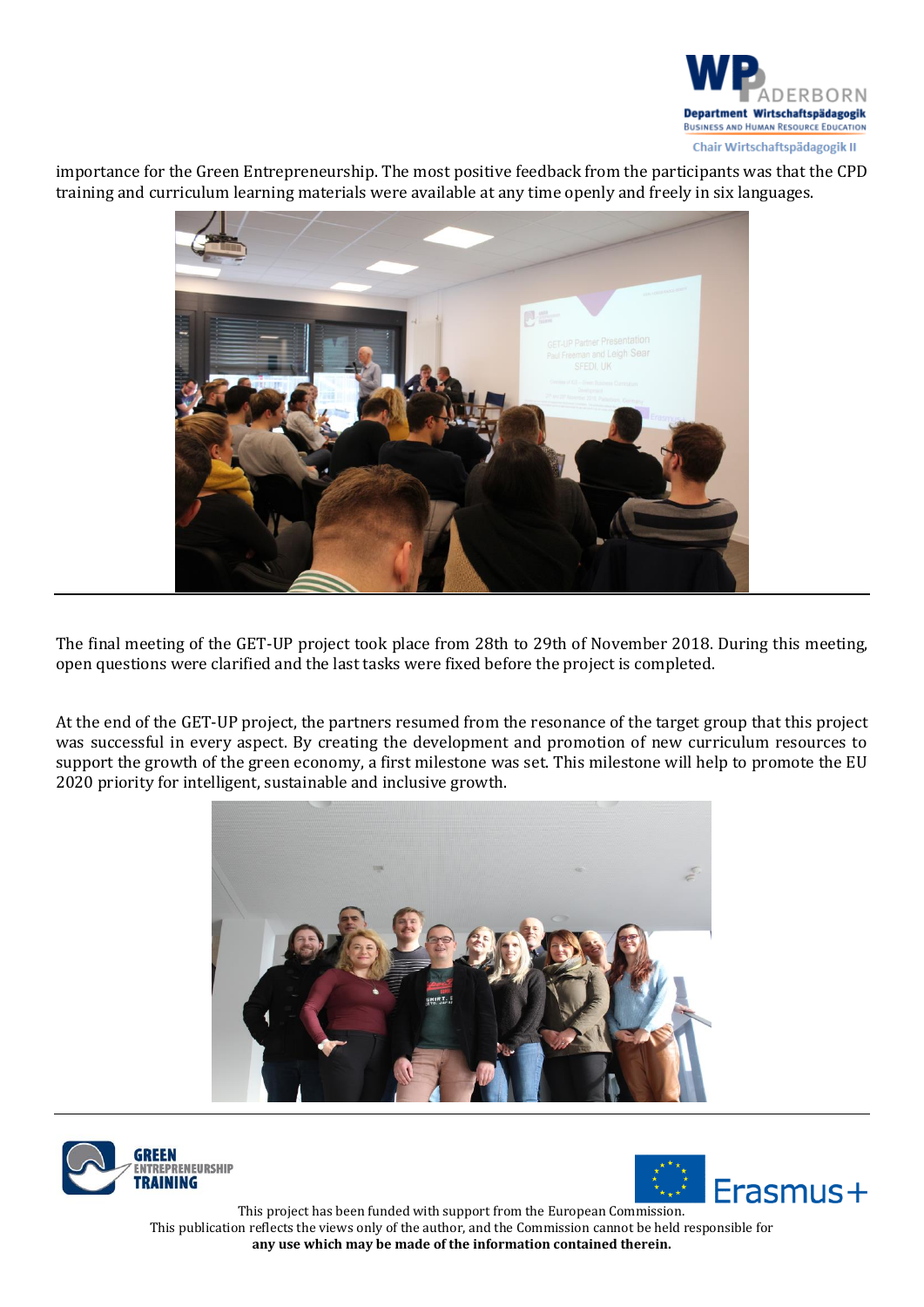importance for the Green Entrepreneurship. The most positive feedback from the participants was that the CPD training and curriculum learning materials were available at any time openly and freely in six languages.

The final meeting of the GET-UP project took place from 28th to 29th of November 2018. During this meeting, open questions were clarified and the last tasks were fixed before the project is completed.

At the end of the GET-UP project, the partners resumed from the resonance of the target group that this project was successful in every aspect. By creating the development and promotion of new curriculum resources to support the growth of the green economy, a first milestone was set. This milestone will help to promote the EU 2020 priority for intelligent, sustainable and inclusive growth.

This project has been funded with support from the European Commission.
This publication reflects the views only of the author, and the Commission cannot be held responsible for **any use which may be made of the information contained therein.**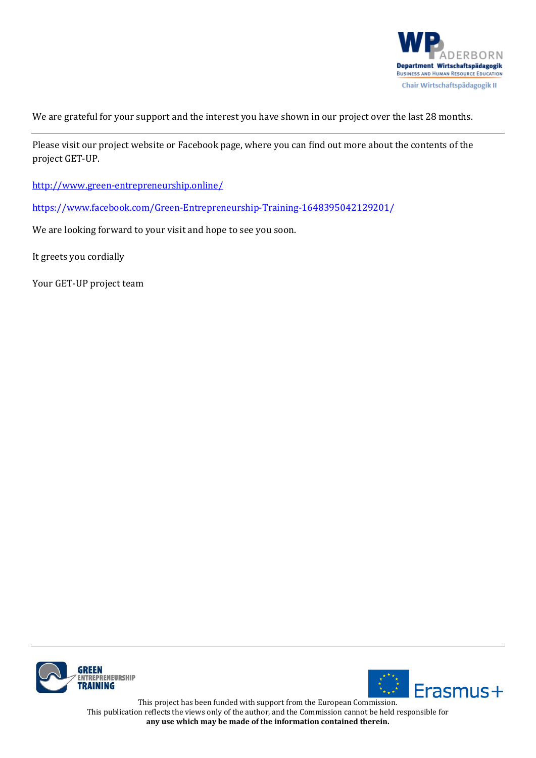We are grateful for your support and the interest you have shown in our project over the last 28 months.

---

Please visit our project website or Facebook page, where you can find out more about the contents of the project GET-UP.

http://www.green-entrepreneurship.online/

https://www.facebook.com/Green-Entrepreneurship-Training-1648395042129201/

We are looking forward to your visit and hope to see you soon.

It greets you cordially

Your GET-UP project team

---

This project has been funded with support from the European Commission.
This publication reflects the views only of the author, and the Commission cannot be held responsible for **any use which may be made of the information contained therein.**